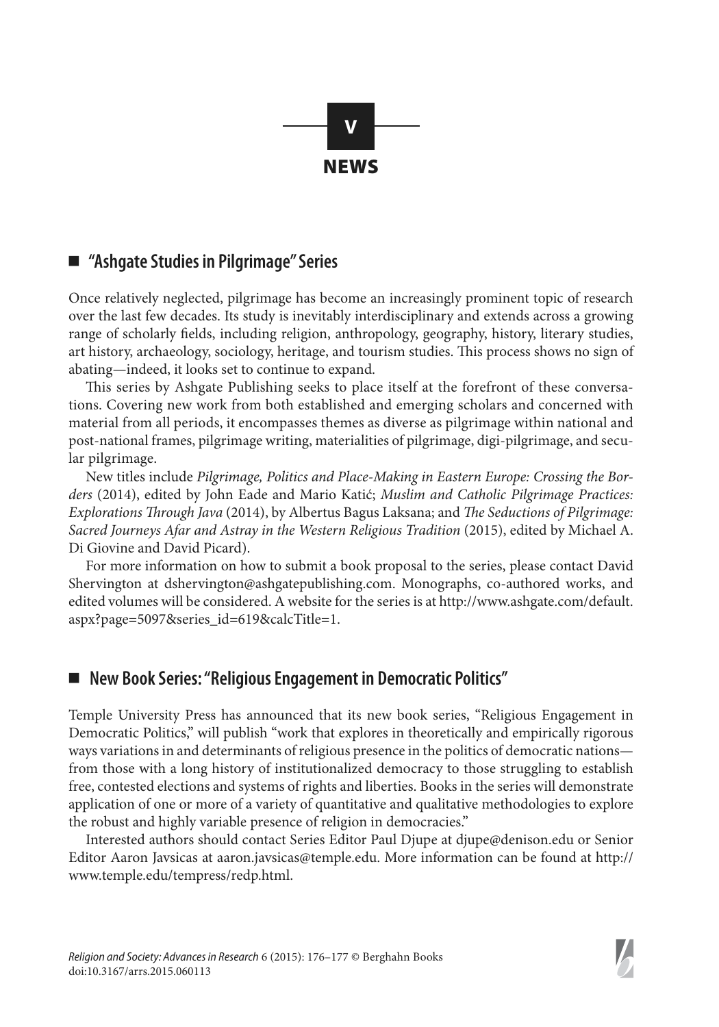# V

# NEWS

## ■ "Ashgate Studies in Pilgrimage" Series

Once relatively neglected, pilgrimage has become an increasingly prominent topic of research over the last few decades. Its study is inevitably interdisciplinary and extends across a growing range of scholarly fields, including religion, anthropology, geography, history, literary studies, art history, archaeology, sociology, heritage, and tourism studies. This process shows no sign of abating—indeed, it looks set to continue to expand.

This series by Ashgate Publishing seeks to place itself at the forefront of these conversations. Covering new work from both established and emerging scholars and concerned with material from all periods, it encompasses themes as diverse as pilgrimage within national and post-national frames, pilgrimage writing, materialities of pilgrimage, digi-pilgrimage, and secular pilgrimage.

New titles include *Pilgrimage, Politics and Place-Making in Eastern Europe: Crossing the Borders* (2014), edited by John Eade and Mario Katić; *Muslim and Catholic Pilgrimage Practices: Explorations Through Java* (2014), by Albertus Bagus Laksana; and *The Seductions of Pilgrimage: Sacred Journeys Afar and Astray in the Western Religious Tradition* (2015), edited by Michael A. Di Giovine and David Picard).

For more information on how to submit a book proposal to the series, please contact David Shervington at dshervington@ashgatepublishing.com. Monographs, co-authored works, and edited volumes will be considered. A website for the series is at http://www.ashgate.com/default.aspx?page=5097&series_id=619&calcTitle=1.

## ■ New Book Series: "Religious Engagement in Democratic Politics"

Temple University Press has announced that its new book series, "Religious Engagement in Democratic Politics," will publish "work that explores in theoretically and empirically rigorous ways variations in and determinants of religious presence in the politics of democratic nations—from those with a long history of institutionalized democracy to those struggling to establish free, contested elections and systems of rights and liberties. Books in the series will demonstrate application of one or more of a variety of quantitative and qualitative methodologies to explore the robust and highly variable presence of religion in democracies."

Interested authors should contact Series Editor Paul Djupe at djupe@denison.edu or Senior Editor Aaron Javsicas at aaron.javsicas@temple.edu. More information can be found at http://www.temple.edu/tempress/redp.html.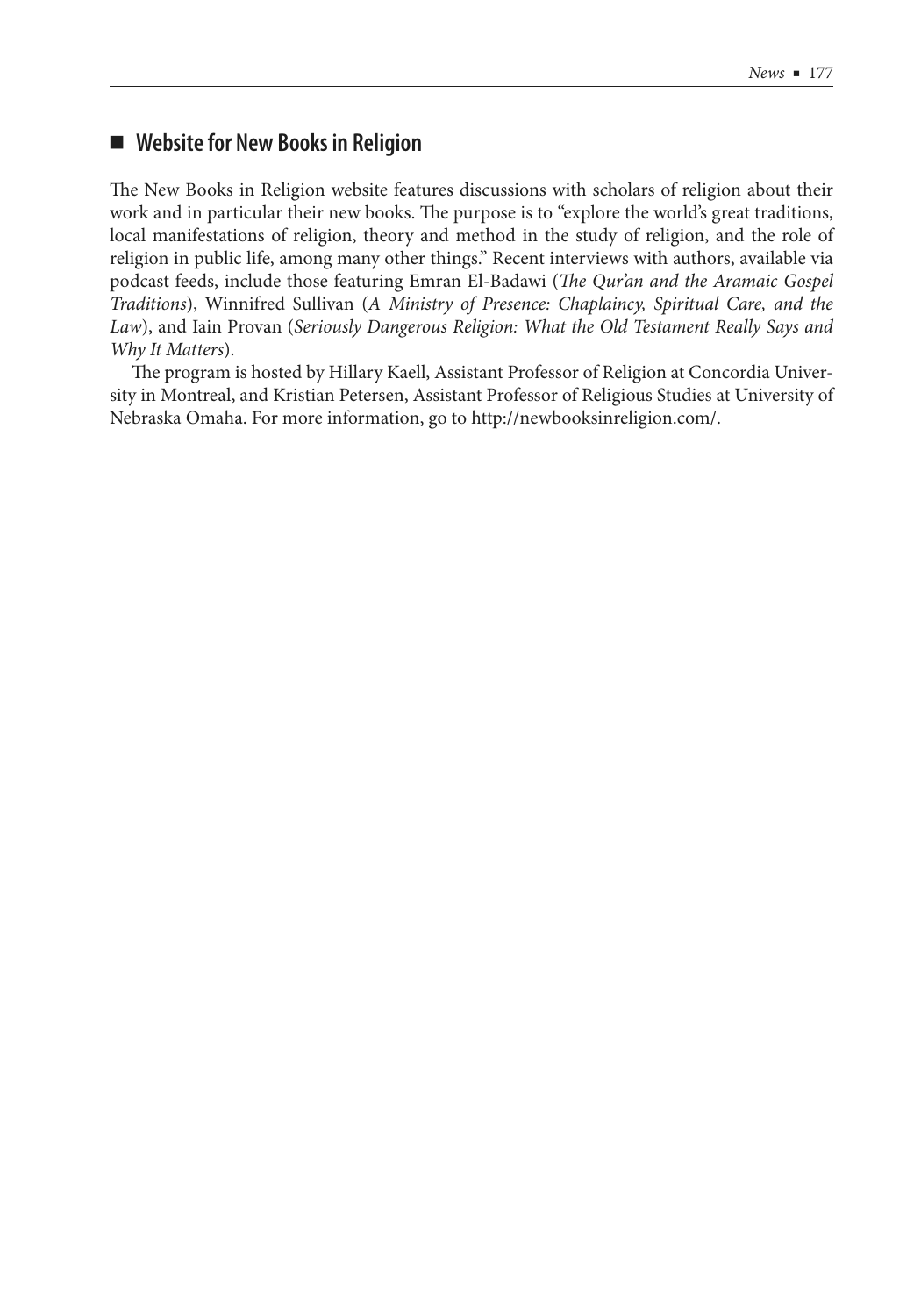## ■ Website for New Books in Religion

The New Books in Religion website features discussions with scholars of religion about their work and in particular their new books. The purpose is to "explore the world's great traditions, local manifestations of religion, theory and method in the study of religion, and the role of religion in public life, among many other things." Recent interviews with authors, available via podcast feeds, include those featuring Emran El-Badawi (*The Qur'an and the Aramaic Gospel Traditions*), Winnifred Sullivan (*A Ministry of Presence: Chaplaincy, Spiritual Care, and the Law*), and Iain Provan (*Seriously Dangerous Religion: What the Old Testament Really Says and Why It Matters*).

The program is hosted by Hillary Kaell, Assistant Professor of Religion at Concordia University in Montreal, and Kristian Petersen, Assistant Professor of Religious Studies at University of Nebraska Omaha. For more information, go to http://newbooksinreligion.com/.